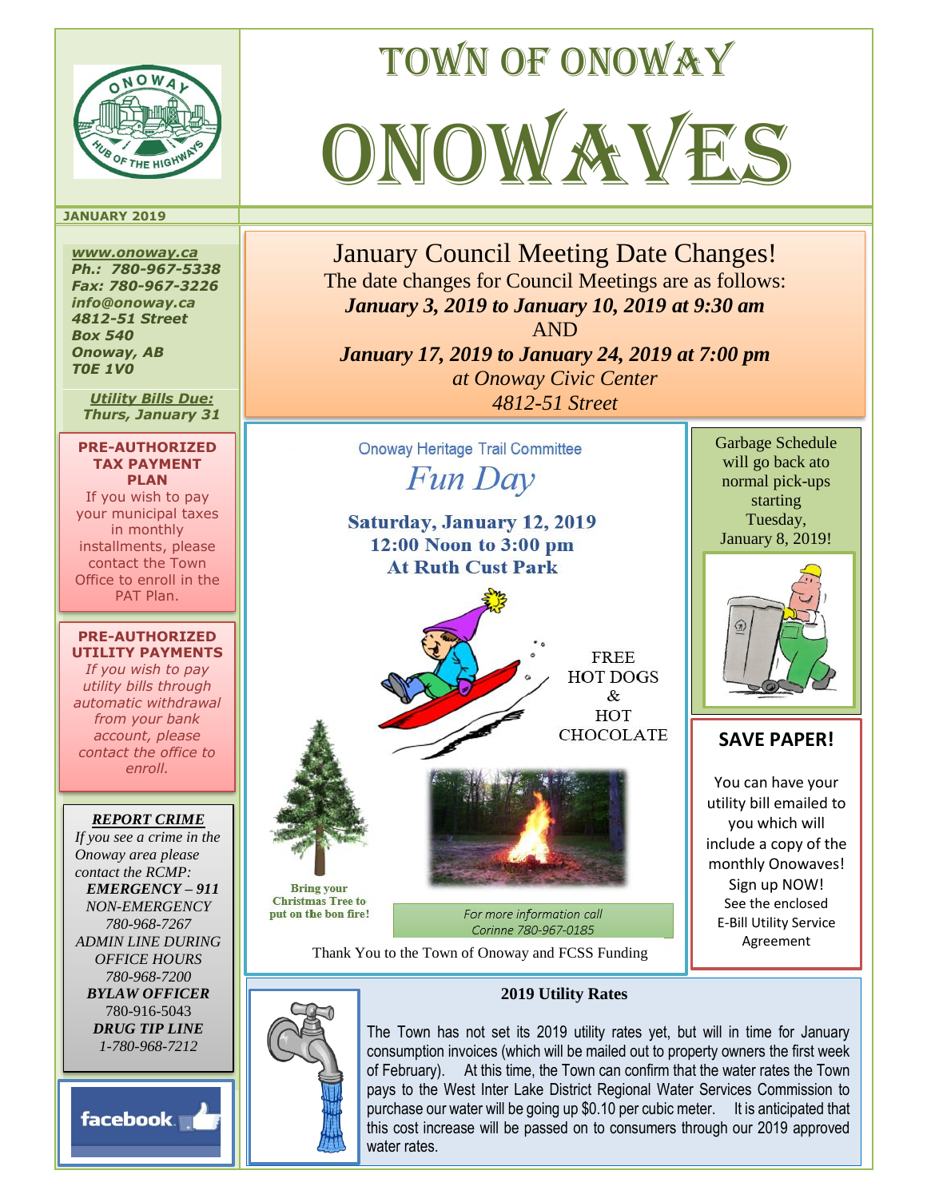# TOWN OF ONOWAY

# ONOWAVES

**JANUARY 2019**

***www.onoway.ca***
***Ph.: 780-967-5338***
***Fax: 780-967-3226***
***info@onoway.ca***
***4812-51 Street***
***Box 540***
***Onoway, AB***
***T0E 1V0***

***Utility Bills Due:***
***Thurs, January 31***

**PRE-AUTHORIZED TAX PAYMENT PLAN**

If you wish to pay your municipal taxes in monthly installments, please contact the Town Office to enroll in the PAT Plan.

**PRE-AUTHORIZED UTILITY PAYMENTS**

*If you wish to pay utility bills through automatic withdrawal from your bank account, please contact the office to enroll.*

***REPORT CRIME***

*If you see a crime in the Onoway area please contact the RCMP:*

***EMERGENCY – 911***
*NON-EMERGENCY*
*780-968-7267*
*ADMIN LINE DURING OFFICE HOURS*
*780-968-7200*
***BYLAW OFFICER***
780-916-5043
***DRUG TIP LINE***
*1-780-968-7212*

facebook

## January Council Meeting Date Changes!

The date changes for Council Meetings are as follows:

***January 3, 2019 to January 10, 2019 at 9:30 am***

AND

***January 17, 2019 to January 24, 2019 at 7:00 pm***

*at Onoway Civic Center*
*4812-51 Street*

Onoway Heritage Trail Committee

*Fun Day*

**Saturday, January 12, 2019**
**12:00 Noon to 3:00 pm**
**At Ruth Cust Park**

FREE HOT DOGS & HOT CHOCOLATE

**Bring your Christmas Tree to put on the bon fire!**

*For more information call Corinne 780-967-0185*

Thank You to the Town of Onoway and FCSS Funding

Garbage Schedule will go back ato normal pick-ups starting Tuesday, January 8, 2019!

**SAVE PAPER!**

You can have your utility bill emailed to you which will include a copy of the monthly Onowaves! Sign up NOW! See the enclosed E-Bill Utility Service Agreement

**2019 Utility Rates**

The Town has not set its 2019 utility rates yet, but will in time for January consumption invoices (which will be mailed out to property owners the first week of February). At this time, the Town can confirm that the water rates the Town pays to the West Inter Lake District Regional Water Services Commission to purchase our water will be going up $0.10 per cubic meter. It is anticipated that this cost increase will be passed on to consumers through our 2019 approved water rates.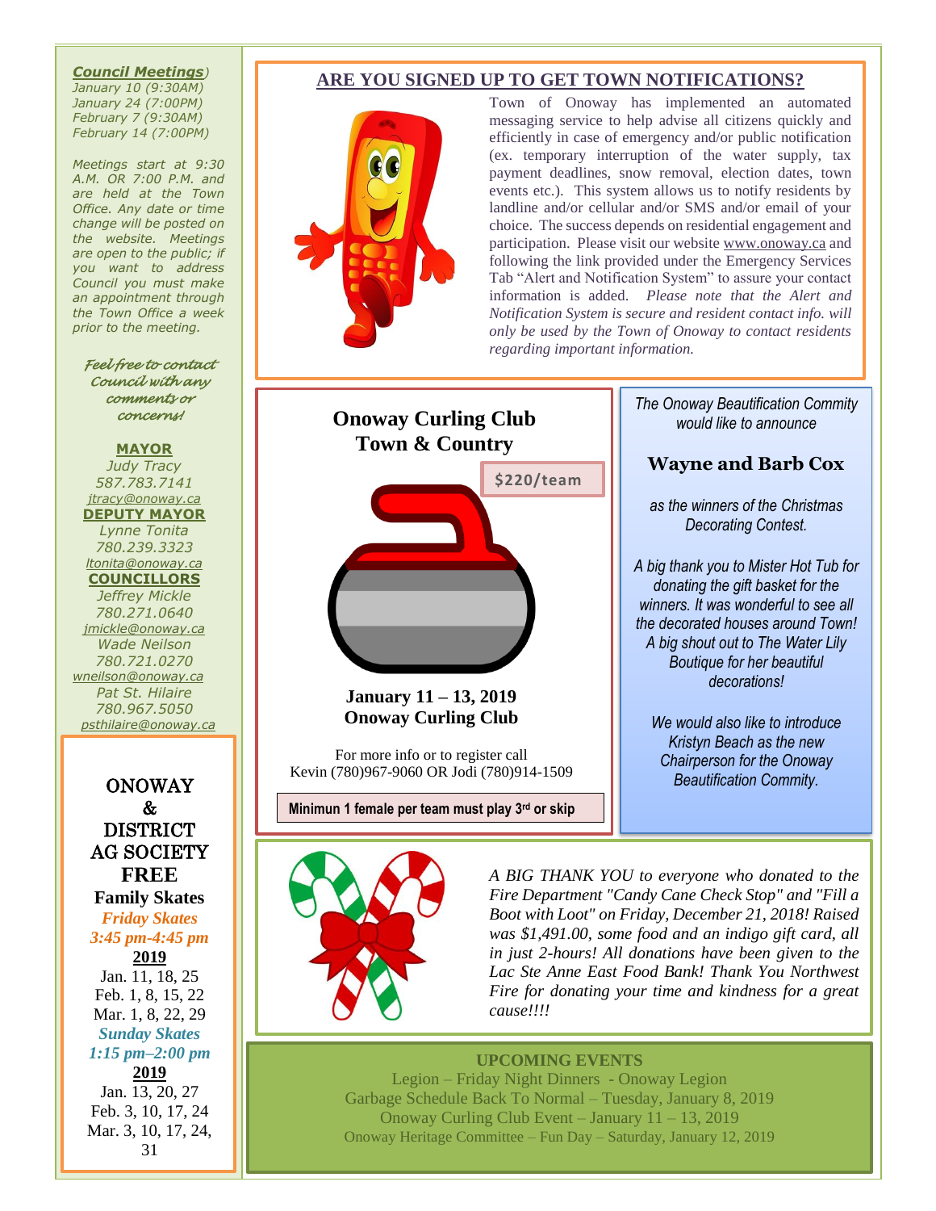***Council Meetings)***
*January 10 (9:30AM)*
*January 24 (7:00PM)*
*February 7 (9:30AM)*
*February 14 (7:00PM)*

*Meetings start at 9:30 A.M. OR 7:00 P.M. and are held at the Town Office. Any date or time change will be posted on the website. Meetings are open to the public; if you want to address Council you must make an appointment through the Town Office a week prior to the meeting.*

*Feel free to contact Council with any comments or concerns!*

**MAYOR**
*Judy Tracy*
*587.783.7141*
*jtracy@onoway.ca*

**DEPUTY MAYOR**
*Lynne Tonita*
*780.239.3323*
*ltonita@onoway.ca*

**COUNCILLORS**
*Jeffrey Mickle*
*780.271.0640*
*jmickle@onoway.ca*
*Wade Neilson*
*780.721.0270*
*wneilson@onoway.ca*
*Pat St. Hilaire*
*780.967.5050*
*psthilaire@onoway.ca*

ONOWAY & DISTRICT AG SOCIETY FREE

**Family Skates**

***Friday Skates***
***3:45 pm-4:45 pm***
**2019**
Jan. 11, 18, 25
Feb. 1, 8, 15, 22
Mar. 1, 8, 22, 29

***Sunday Skates***
***1:15 pm–2:00 pm***
**2019**
Jan. 13, 20, 27
Feb. 3, 10, 17, 24
Mar. 3, 10, 17, 24, 31

## ARE YOU SIGNED UP TO GET TOWN NOTIFICATIONS?

Town of Onoway has implemented an automated messaging service to help advise all citizens quickly and efficiently in case of emergency and/or public notification (ex. temporary interruption of the water supply, tax payment deadlines, snow removal, election dates, town events etc.). This system allows us to notify residents by landline and/or cellular and/or SMS and/or email of your choice. The success depends on residential engagement and participation. Please visit our website www.onoway.ca and following the link provided under the Emergency Services Tab "Alert and Notification System" to assure your contact information is added. *Please note that the Alert and Notification System is secure and resident contact info. will only be used by the Town of Onoway to contact residents regarding important information.*

## Onoway Curling Club Town & Country

**$220/team**

**January 11 – 13, 2019**
**Onoway Curling Club**

For more info or to register call
Kevin (780)967-9060 OR Jodi (780)914-1509

**Minimun 1 female per team must play 3rd or skip**

*The Onoway Beautification Commity would like to announce*

**Wayne and Barb Cox**

*as the winners of the Christmas Decorating Contest.*

*A big thank you to Mister Hot Tub for donating the gift basket for the winners. It was wonderful to see all the decorated houses around Town! A big shout out to The Water Lily Boutique for her beautiful decorations!*

*We would also like to introduce Kristyn Beach as the new Chairperson for the Onoway Beautification Commity.*

*A BIG THANK YOU to everyone who donated to the Fire Department "Candy Cane Check Stop" and "Fill a Boot with Loot" on Friday, December 21, 2018! Raised was $1,491.00, some food and an indigo gift card, all in just 2-hours! All donations have been given to the Lac Ste Anne East Food Bank! Thank You Northwest Fire for donating your time and kindness for a great cause!!!!*

**UPCOMING EVENTS**

Legion – Friday Night Dinners - Onoway Legion
Garbage Schedule Back To Normal – Tuesday, January 8, 2019
Onoway Curling Club Event – January 11 – 13, 2019
Onoway Heritage Committee – Fun Day – Saturday, January 12, 2019